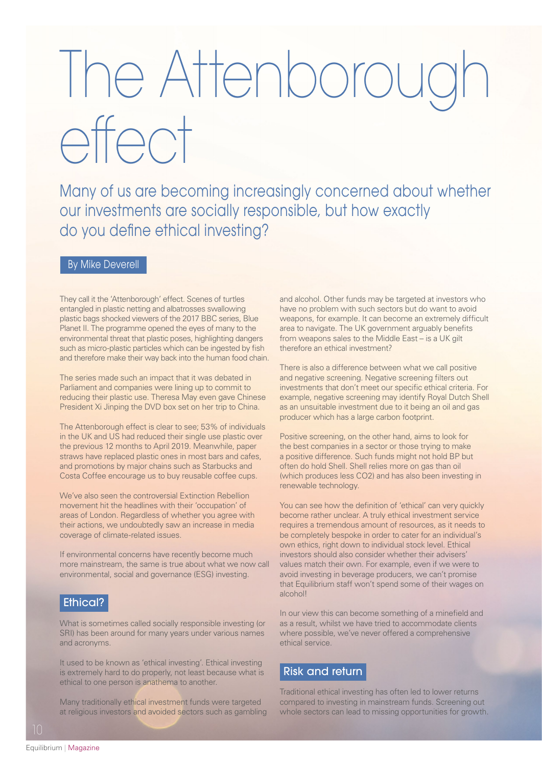# The Attenborough effect

## Many of us are becoming increasingly concerned about whether our investments are socially responsible, but how exactly do you define ethical investing?

By Mike Deverell

They call it the 'Attenborough' effect. Scenes of turtles entangled in plastic netting and albatrosses swallowing plastic bags shocked viewers of the 2017 BBC series, Blue Planet II. The programme opened the eyes of many to the environmental threat that plastic poses, highlighting dangers such as micro-plastic particles which can be ingested by fish and therefore make their way back into the human food chain.

The series made such an impact that it was debated in Parliament and companies were lining up to commit to reducing their plastic use. Theresa May even gave Chinese President Xi Jinping the DVD box set on her trip to China.

The Attenborough effect is clear to see; 53% of individuals in the UK and US had reduced their single use plastic over the previous 12 months to April 2019. Meanwhile, paper straws have replaced plastic ones in most bars and cafes, and promotions by major chains such as Starbucks and Costa Coffee encourage us to buy reusable coffee cups.

We've also seen the controversial Extinction Rebellion movement hit the headlines with their 'occupation' of areas of London. Regardless of whether you agree with their actions, we undoubtedly saw an increase in media coverage of climate-related issues.

If environmental concerns have recently become much more mainstream, the same is true about what we now call environmental, social and governance (ESG) investing.

### Ethical?

What is sometimes called socially responsible investing (or SRI) has been around for many years under various names and acronyms.

It used to be known as 'ethical investing'. Ethical investing is extremely hard to do properly, not least because what is ethical to one person is anathema to another.

Many traditionally ethical investment funds were targeted at religious investors and avoided sectors such as gambling and alcohol. Other funds may be targeted at investors who have no problem with such sectors but do want to avoid weapons, for example. It can become an extremely difficult area to navigate. The UK government arguably benefits from weapons sales to the Middle East – is a UK gilt therefore an ethical investment?

There is also a difference between what we call positive and negative screening. Negative screening filters out investments that don't meet our specific ethical criteria. For example, negative screening may identify Royal Dutch Shell as an unsuitable investment due to it being an oil and gas producer which has a large carbon footprint.

Positive screening, on the other hand, aims to look for the best companies in a sector or those trying to make a positive difference. Such funds might not hold BP but often do hold Shell. Shell relies more on gas than oil (which produces less $CO_2$) and has also been investing in renewable technology.

You can see how the definition of 'ethical' can very quickly become rather unclear. A truly ethical investment service requires a tremendous amount of resources, as it needs to be completely bespoke in order to cater for an individual's own ethics, right down to individual stock level. Ethical investors should also consider whether their advisers' values match their own. For example, even if we were to avoid investing in beverage producers, we can't promise that Equilibrium staff won't spend some of their wages on alcohol!

In our view this can become something of a minefield and as a result, whilst we have tried to accommodate clients where possible, we've never offered a comprehensive ethical service.

### Risk and return

Traditional ethical investing has often led to lower returns compared to investing in mainstream funds. Screening out whole sectors can lead to missing opportunities for growth.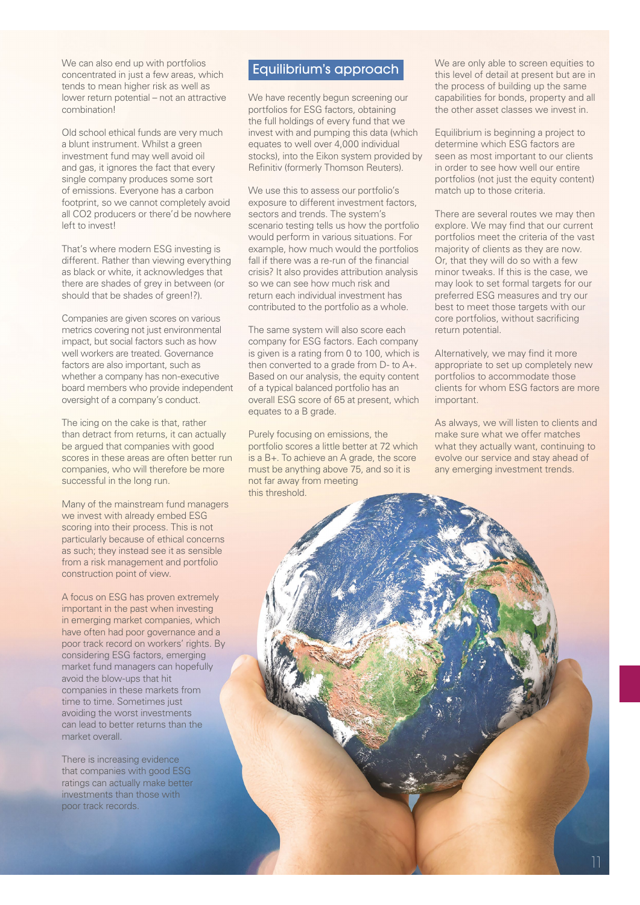We can also end up with portfolios concentrated in just a few areas, which tends to mean higher risk as well as lower return potential – not an attractive combination!

Old school ethical funds are very much a blunt instrument. Whilst a green investment fund may well avoid oil and gas, it ignores the fact that every single company produces some sort of emissions. Everyone has a carbon footprint, so we cannot completely avoid all CO2 producers or there'd be nowhere left to invest!

That's where modern ESG investing is different. Rather than viewing everything as black or white, it acknowledges that there are shades of grey in between (or should that be shades of green!?).

Companies are given scores on various metrics covering not just environmental impact, but social factors such as how well workers are treated. Governance factors are also important, such as whether a company has non-executive board members who provide independent oversight of a company's conduct.

The icing on the cake is that, rather than detract from returns, it can actually be argued that companies with good scores in these areas are often better run companies, who will therefore be more successful in the long run.

Many of the mainstream fund managers we invest with already embed ESG scoring into their process. This is not particularly because of ethical concerns as such; they instead see it as sensible from a risk management and portfolio construction point of view.

A focus on ESG has proven extremely important in the past when investing in emerging market companies, which have often had poor governance and a poor track record on workers' rights. By considering ESG factors, emerging market fund managers can hopefully avoid the blow-ups that hit companies in these markets from time to time. Sometimes just avoiding the worst investments can lead to better returns than the market overall.

There is increasing evidence that companies with good ESG ratings can actually make better investments than those with poor track records.

## Equilibrium's approach

We have recently begun screening our portfolios for ESG factors, obtaining the full holdings of every fund that we invest with and pumping this data (which equates to well over 4,000 individual stocks), into the Eikon system provided by Refinitiv (formerly Thomson Reuters).

We use this to assess our portfolio's exposure to different investment factors, sectors and trends. The system's scenario testing tells us how the portfolio would perform in various situations. For example, how much would the portfolios fall if there was a re-run of the financial crisis? It also provides attribution analysis so we can see how much risk and return each individual investment has contributed to the portfolio as a whole.

The same system will also score each company for ESG factors. Each company is given is a rating from 0 to 100, which is then converted to a grade from D- to A+. Based on our analysis, the equity content of a typical balanced portfolio has an overall ESG score of 65 at present, which equates to a B grade.

Purely focusing on emissions, the portfolio scores a little better at 72 which is a B+. To achieve an A grade, the score must be anything above 75, and so it is not far away from meeting this threshold.

We are only able to screen equities to this level of detail at present but are in the process of building up the same capabilities for bonds, property and all the other asset classes we invest in.

Equilibrium is beginning a project to determine which ESG factors are seen as most important to our clients in order to see how well our entire portfolios (not just the equity content) match up to those criteria.

There are several routes we may then explore. We may find that our current portfolios meet the criteria of the vast majority of clients as they are now. Or, that they will do so with a few minor tweaks. If this is the case, we may look to set formal targets for our preferred ESG measures and try our best to meet those targets with our core portfolios, without sacrificing return potential.

Alternatively, we may find it more appropriate to set up completely new portfolios to accommodate those clients for whom ESG factors are more important.

As always, we will listen to clients and make sure what we offer matches what they actually want, continuing to evolve our service and stay ahead of any emerging investment trends.